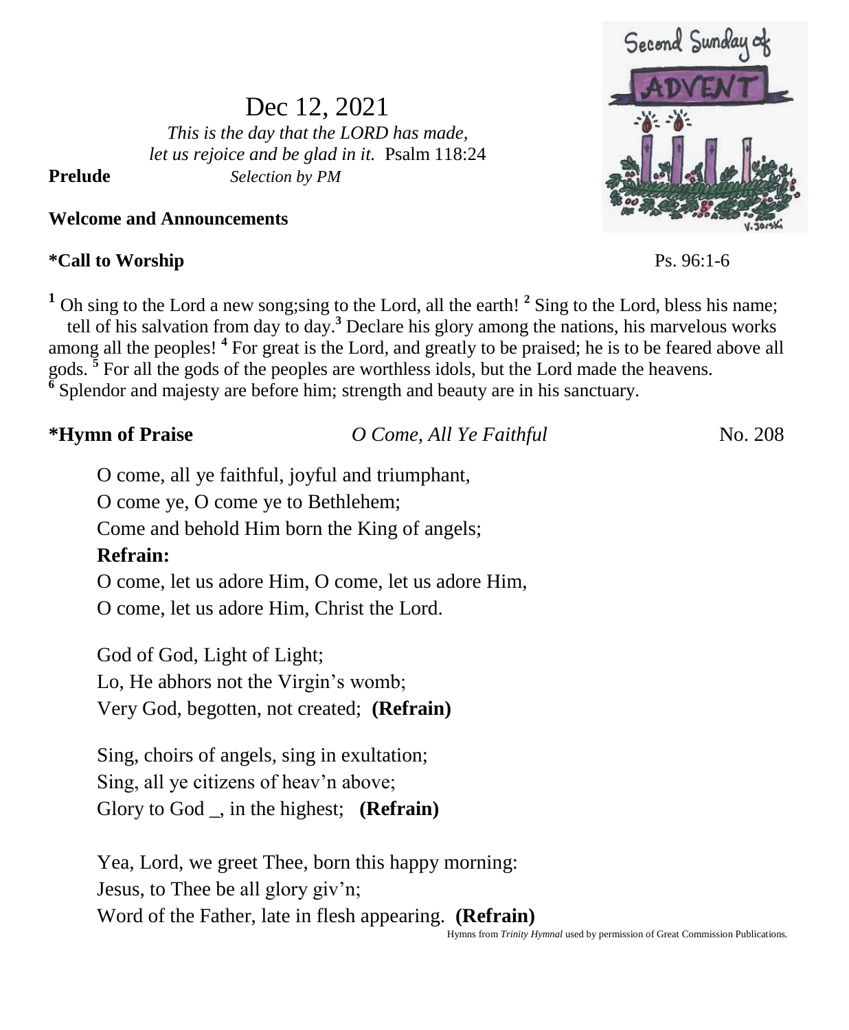# Dec 12, 2021

*This is the day that the LORD has made, let us rejoice and be glad in it.* Psalm 118:24

**Prelude** *Selection by PM*

**Welcome and Announcements**

**\*Call to Worship** Ps. 96:1-6

[1] Oh sing to the Lord a new song;sing to the Lord, all the earth! [2] Sing to the Lord, bless his name; tell of his salvation from day to day.[3] Declare his glory among the nations, his marvelous works among all the peoples! [4] For great is the Lord, and greatly to be praised; he is to be feared above all gods. [5] For all the gods of the peoples are worthless idols, but the Lord made the heavens. [6] Splendor and majesty are before him; strength and beauty are in his sanctuary.

**\*Hymn of Praise** *O Come, All Ye Faithful* No. 208

O come, all ye faithful, joyful and triumphant,
O come ye, O come ye to Bethlehem;
Come and behold Him born the King of angels;
**Refrain:**
O come, let us adore Him, O come, let us adore Him,
O come, let us adore Him, Christ the Lord.

God of God, Light of Light;
Lo, He abhors not the Virgin's womb;
Very God, begotten, not created; **(Refrain)**

Sing, choirs of angels, sing in exultation;
Sing, all ye citizens of heav'n above;
Glory to God _, in the highest; **(Refrain)**

Yea, Lord, we greet Thee, born this happy morning:
Jesus, to Thee be all glory giv'n;
Word of the Father, late in flesh appearing. **(Refrain)**

Hymns from *Trinity Hymnal* used by permission of Great Commission Publications.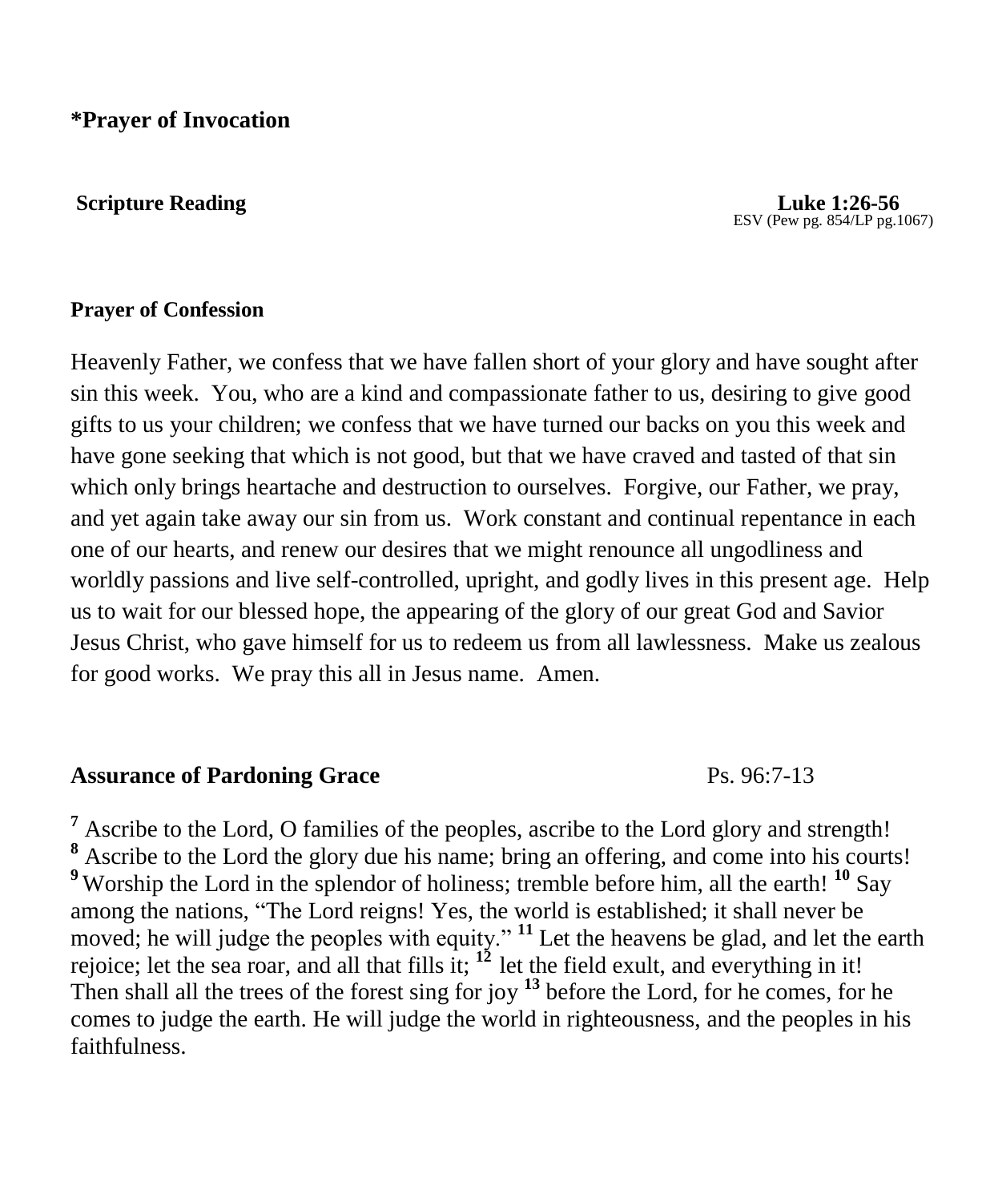**\*Prayer of Invocation**

**Scripture Reading** **Luke 1:26-56**
ESV (Pew pg. 854/LP pg.1067)

**Prayer of Confession**

Heavenly Father, we confess that we have fallen short of your glory and have sought after sin this week. You, who are a kind and compassionate father to us, desiring to give good gifts to us your children; we confess that we have turned our backs on you this week and have gone seeking that which is not good, but that we have craved and tasted of that sin which only brings heartache and destruction to ourselves. Forgive, our Father, we pray, and yet again take away our sin from us. Work constant and continual repentance in each one of our hearts, and renew our desires that we might renounce all ungodliness and worldly passions and live self-controlled, upright, and godly lives in this present age. Help us to wait for our blessed hope, the appearing of the glory of our great God and Savior Jesus Christ, who gave himself for us to redeem us from all lawlessness. Make us zealous for good works. We pray this all in Jesus name. Amen.

**Assurance of Pardoning Grace** Ps. 96:7-13

[7] Ascribe to the Lord, O families of the peoples, ascribe to the Lord glory and strength! [8] Ascribe to the Lord the glory due his name; bring an offering, and come into his courts! [9] Worship the Lord in the splendor of holiness; tremble before him, all the earth! [10] Say among the nations, "The Lord reigns! Yes, the world is established; it shall never be moved; he will judge the peoples with equity." [11] Let the heavens be glad, and let the earth rejoice; let the sea roar, and all that fills it; [12] let the field exult, and everything in it! Then shall all the trees of the forest sing for joy [13] before the Lord, for he comes, for he comes to judge the earth. He will judge the world in righteousness, and the peoples in his faithfulness.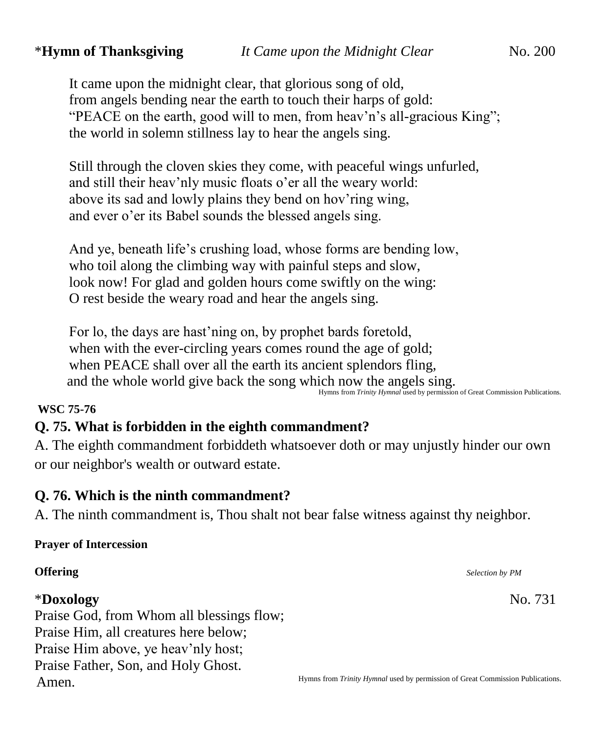*__Hymn of Thanksgiving__ *It Came upon the Midnight Clear* No. 200

It came upon the midnight clear, that glorious song of old,
from angels bending near the earth to touch their harps of gold:
"PEACE on the earth, good will to men, from heav'n's all-gracious King";
the world in solemn stillness lay to hear the angels sing.

Still through the cloven skies they come, with peaceful wings unfurled,
and still their heav'nly music floats o'er all the weary world:
above its sad and lowly plains they bend on hov'ring wing,
and ever o'er its Babel sounds the blessed angels sing.

And ye, beneath life's crushing load, whose forms are bending low,
who toil along the climbing way with painful steps and slow,
look now! For glad and golden hours come swiftly on the wing:
O rest beside the weary road and hear the angels sing.

For lo, the days are hast'ning on, by prophet bards foretold,
when with the ever-circling years comes round the age of gold;
when PEACE shall over all the earth its ancient splendors fling,
and the whole world give back the song which now the angels sing.

Hymns from *Trinity Hymnal* used by permission of Great Commission Publications.

**WSC 75-76**

## Q. 75. What is forbidden in the eighth commandment?

A. The eighth commandment forbiddeth whatsoever doth or may unjustly hinder our own or our neighbor's wealth or outward estate.

## Q. 76. Which is the ninth commandment?

A. The ninth commandment is, Thou shalt not bear false witness against thy neighbor.

**Prayer of Intercession**

**Offering** *Selection by PM*

*__Doxology__ No. 731

Praise God, from Whom all blessings flow;
Praise Him, all creatures here below;
Praise Him above, ye heav'nly host;
Praise Father, Son, and Holy Ghost.
Amen.

Hymns from *Trinity Hymnal* used by permission of Great Commission Publications.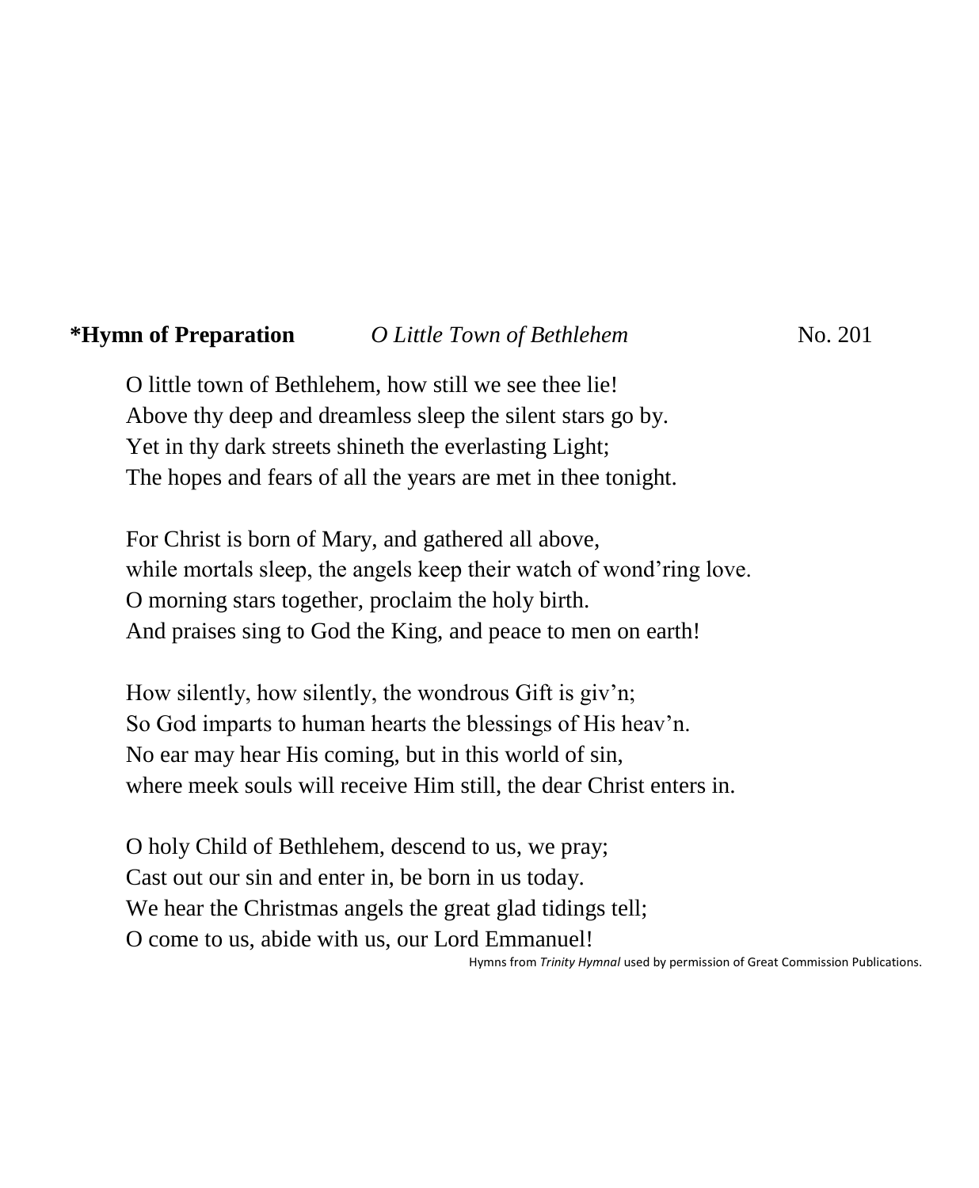**\*Hymn of Preparation** *O Little Town of Bethlehem* No. 201

O little town of Bethlehem, how still we see thee lie!  
Above thy deep and dreamless sleep the silent stars go by.  
Yet in thy dark streets shineth the everlasting Light;  
The hopes and fears of all the years are met in thee tonight.

For Christ is born of Mary, and gathered all above,  
while mortals sleep, the angels keep their watch of wond'ring love.  
O morning stars together, proclaim the holy birth.  
And praises sing to God the King, and peace to men on earth!

How silently, how silently, the wondrous Gift is giv'n;  
So God imparts to human hearts the blessings of His heav'n.  
No ear may hear His coming, but in this world of sin,  
where meek souls will receive Him still, the dear Christ enters in.

O holy Child of Bethlehem, descend to us, we pray;  
Cast out our sin and enter in, be born in us today.  
We hear the Christmas angels the great glad tidings tell;  
O come to us, abide with us, our Lord Emmanuel!

Hymns from *Trinity Hymnal* used by permission of Great Commission Publications.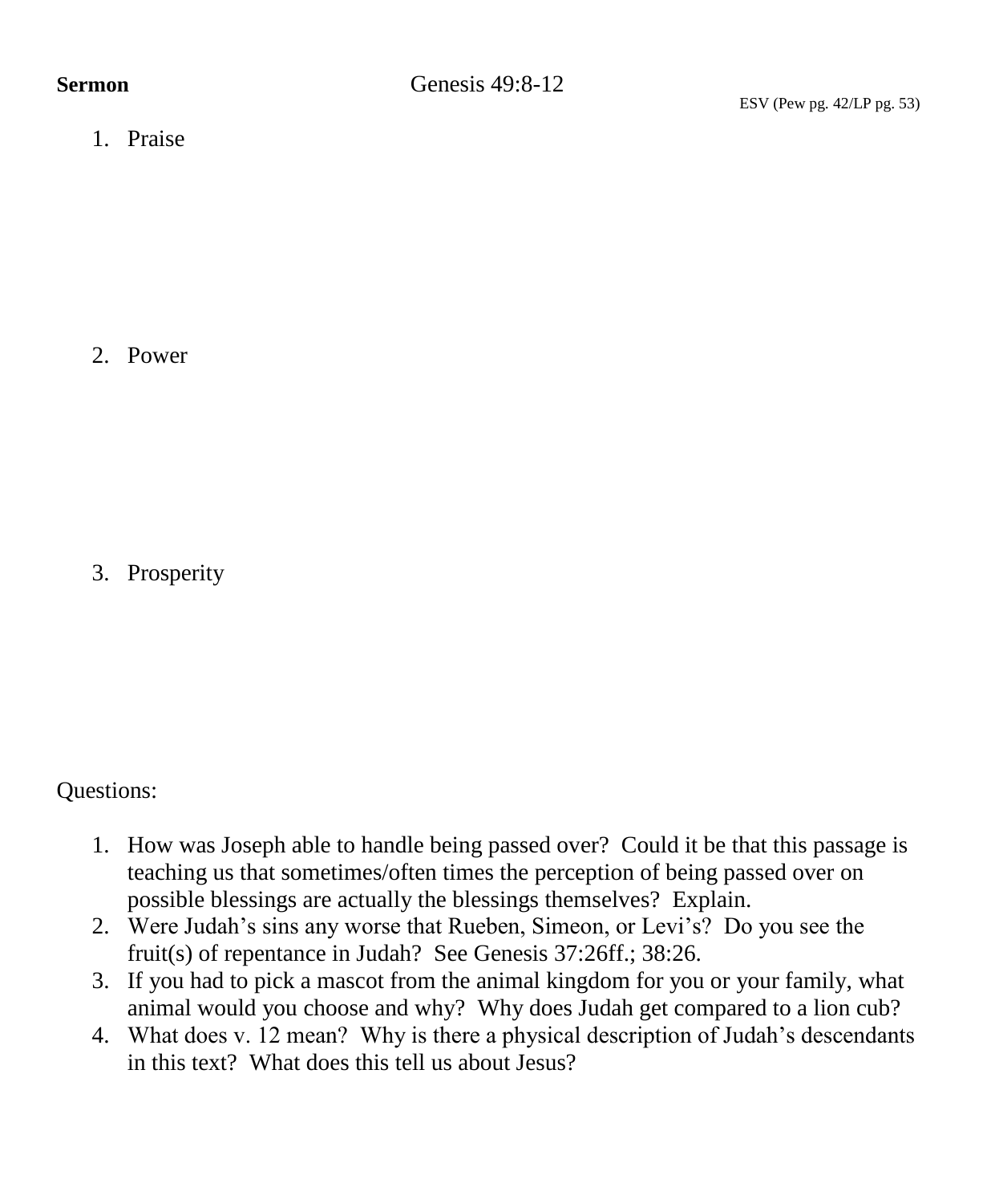**Sermon** Genesis 49:8-12

ESV (Pew pg. 42/LP pg. 53)

1. Praise

2. Power

3. Prosperity

Questions:

1. How was Joseph able to handle being passed over? Could it be that this passage is teaching us that sometimes/often times the perception of being passed over on possible blessings are actually the blessings themselves? Explain.
2. Were Judah's sins any worse that Rueben, Simeon, or Levi's? Do you see the fruit(s) of repentance in Judah? See Genesis 37:26ff.; 38:26.
3. If you had to pick a mascot from the animal kingdom for you or your family, what animal would you choose and why? Why does Judah get compared to a lion cub?
4. What does v. 12 mean? Why is there a physical description of Judah's descendants in this text? What does this tell us about Jesus?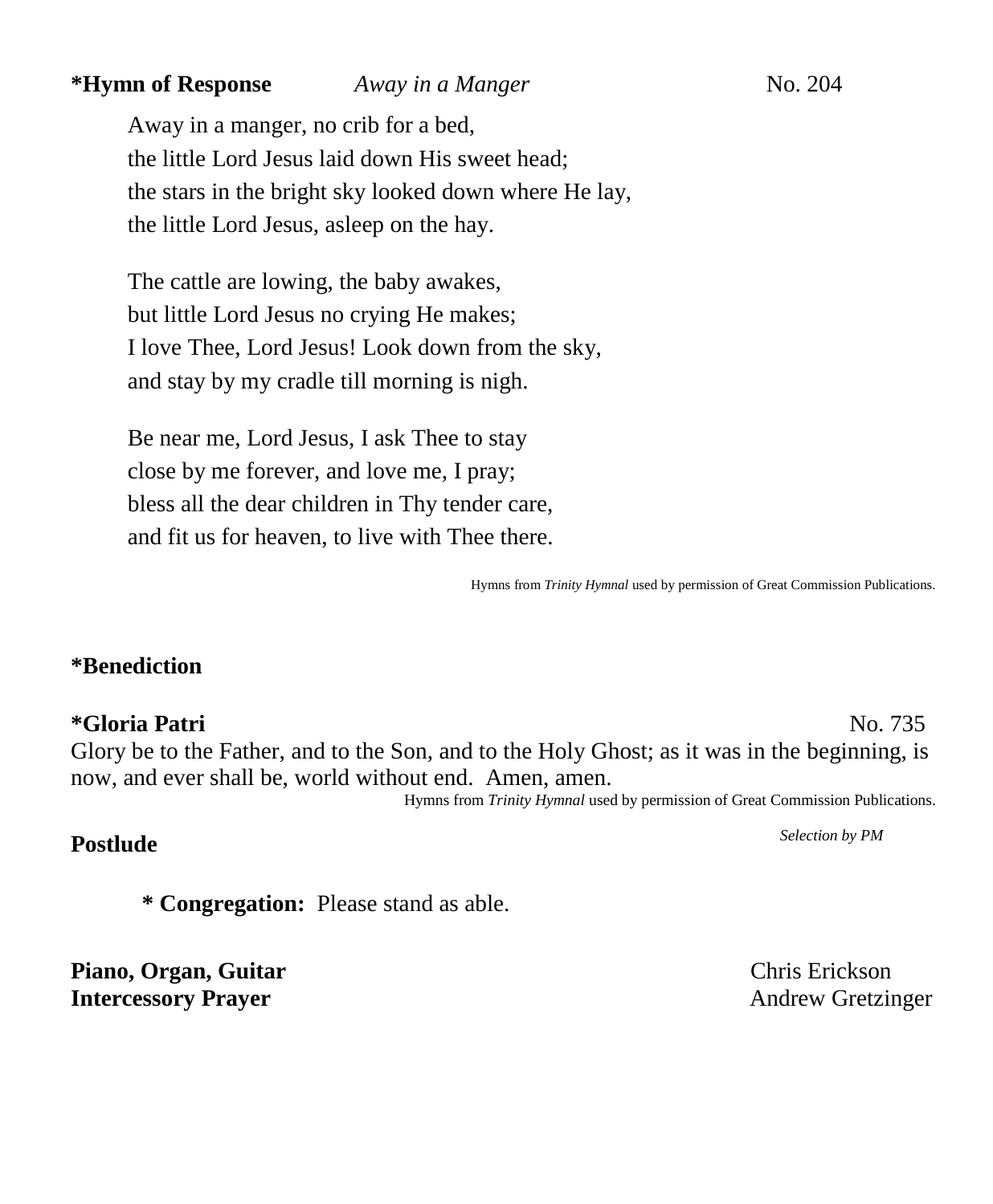**\*Hymn of Response** *Away in a Manger* No. 204

Away in a manger, no crib for a bed,
the little Lord Jesus laid down His sweet head;
the stars in the bright sky looked down where He lay,
the little Lord Jesus, asleep on the hay.

The cattle are lowing, the baby awakes,
but little Lord Jesus no crying He makes;
I love Thee, Lord Jesus! Look down from the sky,
and stay by my cradle till morning is nigh.

Be near me, Lord Jesus, I ask Thee to stay
close by me forever, and love me, I pray;
bless all the dear children in Thy tender care,
and fit us for heaven, to live with Thee there.

Hymns from *Trinity Hymnal* used by permission of Great Commission Publications.

**\*Benediction**

**\*Gloria Patri** No. 735

Glory be to the Father, and to the Son, and to the Holy Ghost; as it was in the beginning, is now, and ever shall be, world without end. Amen, amen.

Hymns from *Trinity Hymnal* used by permission of Great Commission Publications.

**Postlude** *Selection by PM*

**\* Congregation:** Please stand as able.

**Piano, Organ, Guitar** Chris Erickson
**Intercessory Prayer** Andrew Gretzinger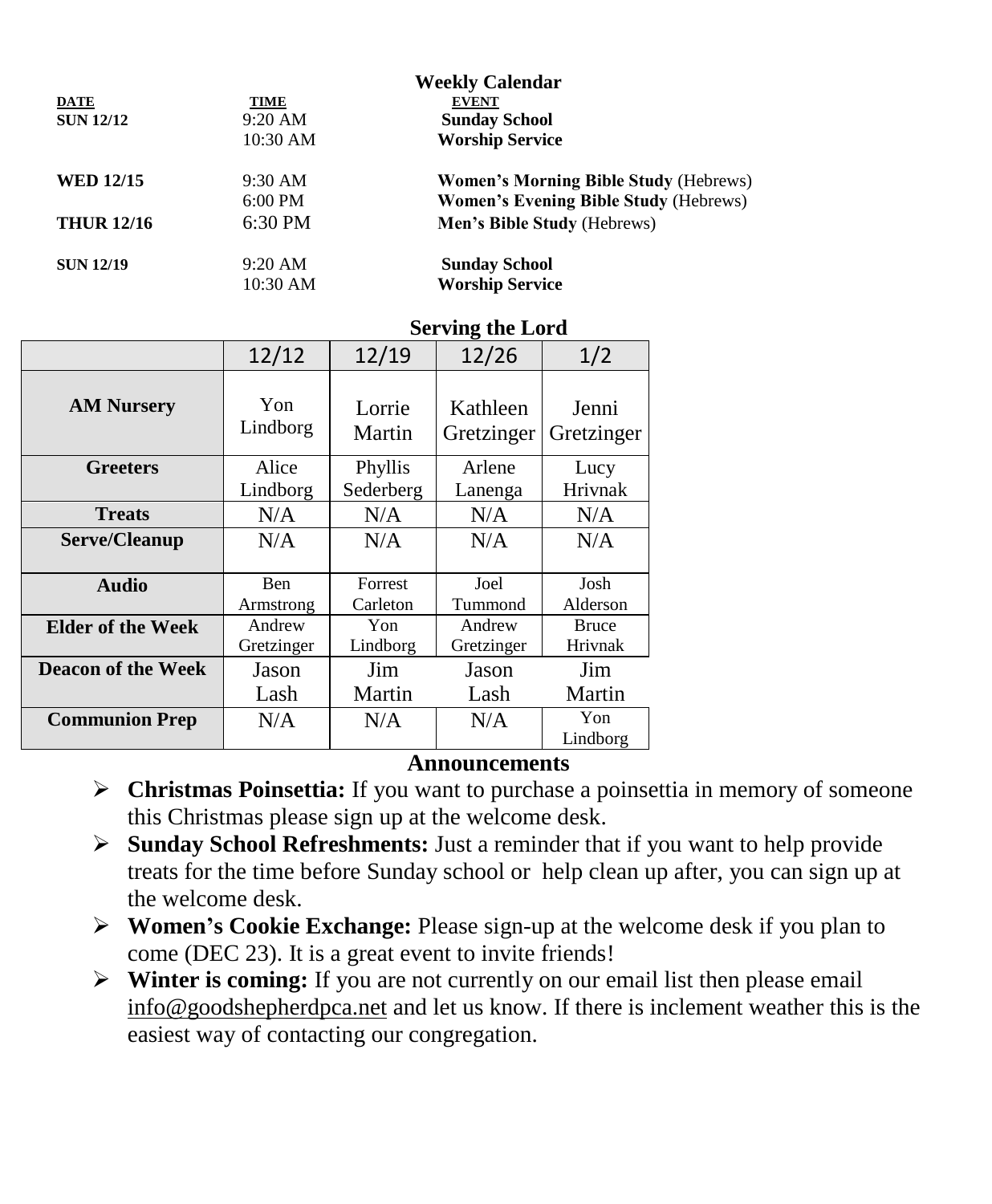## Weekly Calendar

| DATE | TIME | EVENT |
|---|---|---|
| **SUN 12/12** | 9:20 AM | **Sunday School** |
| | 10:30 AM | **Worship Service** |
| **WED 12/15** | 9:30 AM | **Women's Morning Bible Study** (Hebrews) |
| | 6:00 PM | **Women's Evening Bible Study** (Hebrews) |
| **THUR 12/16** | 6:30 PM | **Men's Bible Study** (Hebrews) |
| **SUN 12/19** | 9:20 AM | **Sunday School** |
| | 10:30 AM | **Worship Service** |

## Serving the Lord

| | 12/12 | 12/19 | 12/26 | 1/2 |
|---|---|---|---|---|
| **AM Nursery** | Yon Lindborg | Lorrie Martin | Kathleen Gretzinger | Jenni Gretzinger |
| **Greeters** | Alice Lindborg | Phyllis Sederberg | Arlene Lanenga | Lucy Hrivnak |
| **Treats** | N/A | N/A | N/A | N/A |
| **Serve/Cleanup** | N/A | N/A | N/A | N/A |
| **Audio** | Ben Armstrong | Forrest Carleton | Joel Tummond | Josh Alderson |
| **Elder of the Week** | Andrew Gretzinger | Yon Lindborg | Andrew Gretzinger | Bruce Hrivnak |
| **Deacon of the Week** | Jason Lash | Jim Martin | Jason Lash | Jim Martin |
| **Communion Prep** | N/A | N/A | N/A | Yon Lindborg |

## Announcements

- **Christmas Poinsettia:** If you want to purchase a poinsettia in memory of someone this Christmas please sign up at the welcome desk.
- **Sunday School Refreshments:** Just a reminder that if you want to help provide treats for the time before Sunday school or help clean up after, you can sign up at the welcome desk.
- **Women's Cookie Exchange:** Please sign-up at the welcome desk if you plan to come (DEC 23). It is a great event to invite friends!
- **Winter is coming:** If you are not currently on our email list then please email info@goodshepherdpca.net and let us know. If there is inclement weather this is the easiest way of contacting our congregation.